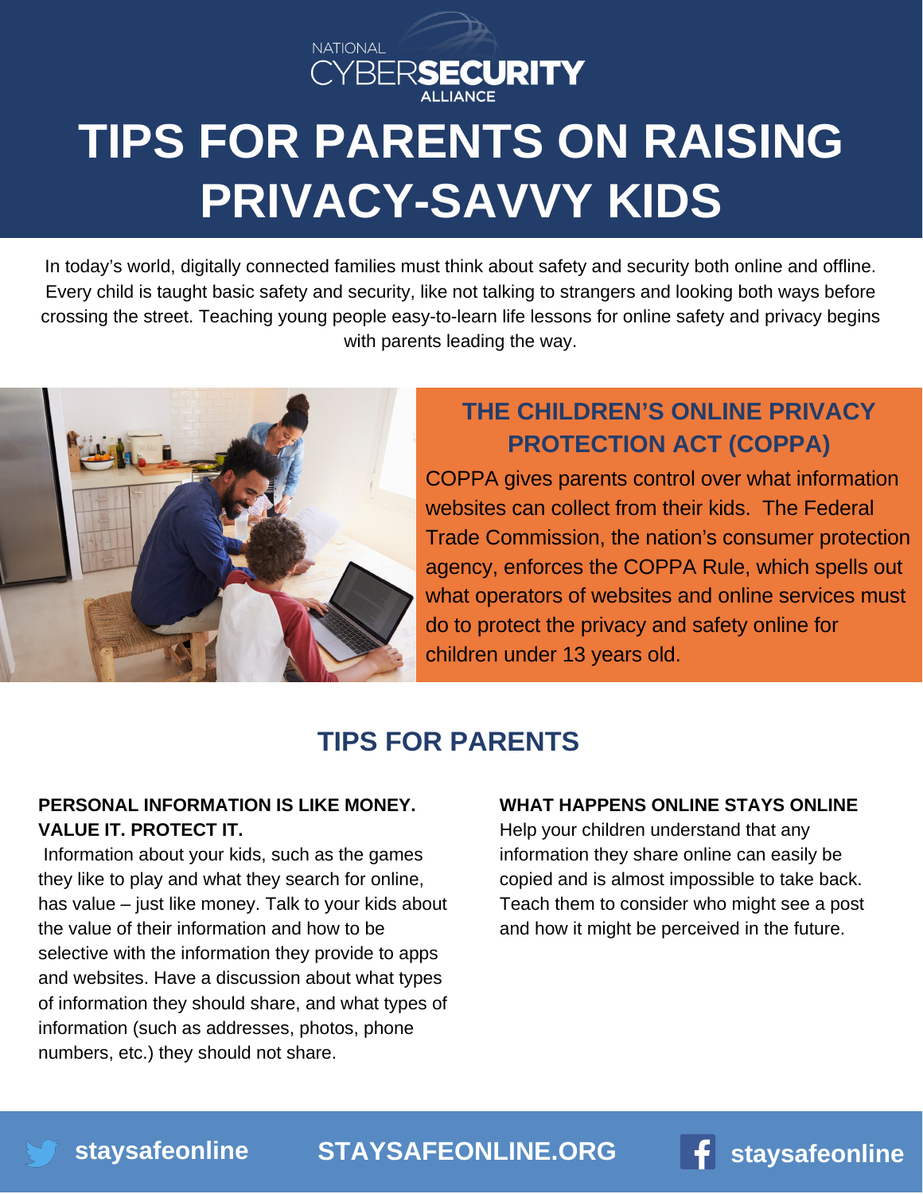NATIONAL CYBERSECURITY ALLIANCE

# TIPS FOR PARENTS ON RAISING PRIVACY-SAVVY KIDS

In today's world, digitally connected families must think about safety and security both online and offline. Every child is taught basic safety and security, like not talking to strangers and looking both ways before crossing the street. Teaching young people easy-to-learn life lessons for online safety and privacy begins with parents leading the way.

## THE CHILDREN'S ONLINE PRIVACY PROTECTION ACT (COPPA)

COPPA gives parents control over what information websites can collect from their kids. The Federal Trade Commission, the nation's consumer protection agency, enforces the COPPA Rule, which spells out what operators of websites and online services must do to protect the privacy and safety online for children under 13 years old.

## TIPS FOR PARENTS

### PERSONAL INFORMATION IS LIKE MONEY. VALUE IT. PROTECT IT.

Information about your kids, such as the games they like to play and what they search for online, has value – just like money. Talk to your kids about the value of their information and how to be selective with the information they provide to apps and websites. Have a discussion about what types of information they should share, and what types of information (such as addresses, photos, phone numbers, etc.) they should not share.

### WHAT HAPPENS ONLINE STAYS ONLINE

Help your children understand that any information they share online can easily be copied and is almost impossible to take back. Teach them to consider who might see a post and how it might be perceived in the future.

staysafeonline STAYSAFEONLINE.ORG staysafeonline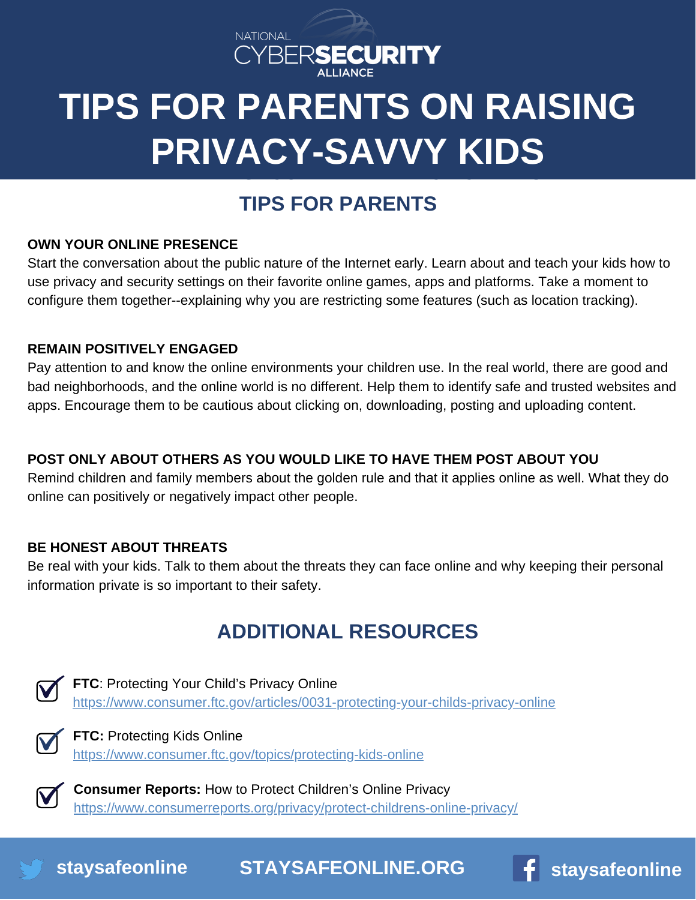NATIONAL CYBERSECURITY ALLIANCE

# TIPS FOR PARENTS ON RAISING PRIVACY-SAVVY KIDS

## TIPS FOR PARENTS

**OWN YOUR ONLINE PRESENCE**

Start the conversation about the public nature of the Internet early. Learn about and teach your kids how to use privacy and security settings on their favorite online games, apps and platforms. Take a moment to configure them together--explaining why you are restricting some features (such as location tracking).

**REMAIN POSITIVELY ENGAGED**

Pay attention to and know the online environments your children use. In the real world, there are good and bad neighborhoods, and the online world is no different. Help them to identify safe and trusted websites and apps. Encourage them to be cautious about clicking on, downloading, posting and uploading content.

**POST ONLY ABOUT OTHERS AS YOU WOULD LIKE TO HAVE THEM POST ABOUT YOU**

Remind children and family members about the golden rule and that it applies online as well. What they do online can positively or negatively impact other people.

**BE HONEST ABOUT THREATS**

Be real with your kids. Talk to them about the threats they can face online and why keeping their personal information private is so important to their safety.

## ADDITIONAL RESOURCES

- **FTC**: Protecting Your Child's Privacy Online
  https://www.consumer.ftc.gov/articles/0031-protecting-your-childs-privacy-online
- **FTC:** Protecting Kids Online
  https://www.consumer.ftc.gov/topics/protecting-kids-online
- **Consumer Reports:** How to Protect Children's Online Privacy
  https://www.consumerreports.org/privacy/protect-childrens-online-privacy/

staysafeonline STAYSAFEONLINE.ORG staysafeonline